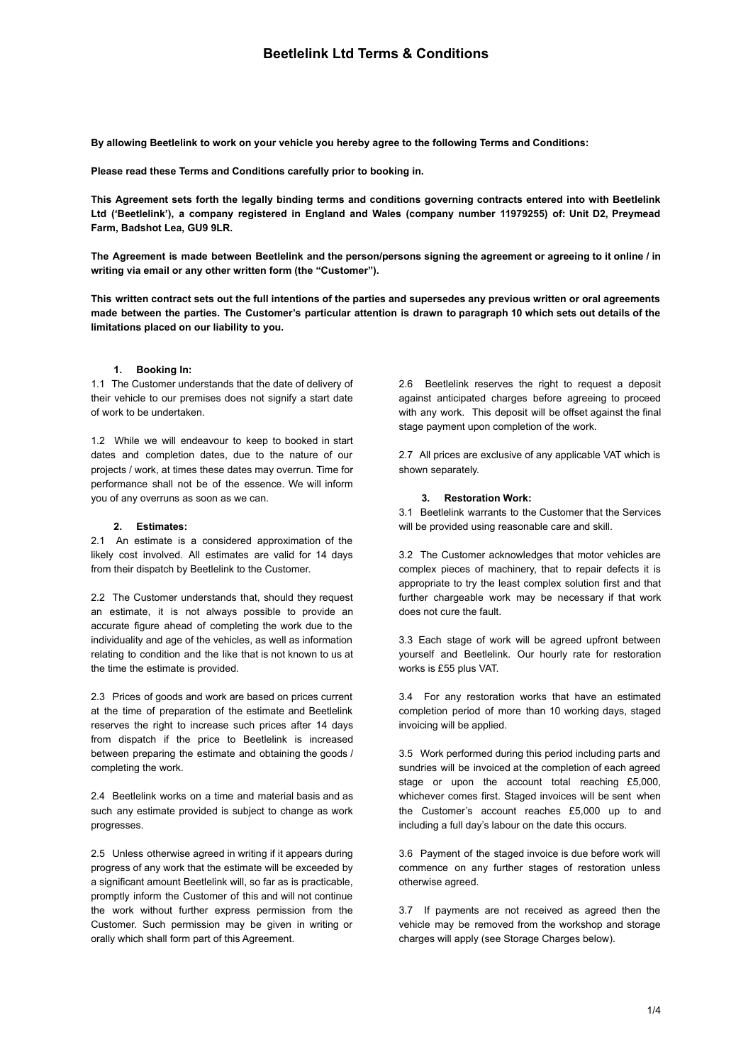# Beetlelink Ltd Terms & Conditions

**By allowing Beetlelink to work on your vehicle you hereby agree to the following Terms and Conditions:**

**Please read these Terms and Conditions carefully prior to booking in.**

**This Agreement sets forth the legally binding terms and conditions governing contracts entered into with Beetlelink Ltd ('Beetlelink'), a company registered in England and Wales (company number 11979255) of: Unit D2, Preymead Farm, Badshot Lea, GU9 9LR.**

**The Agreement is made between Beetlelink and the person/persons signing the agreement or agreeing to it online / in writing via email or any other written form (the "Customer").**

**This written contract sets out the full intentions of the parties and supersedes any previous written or oral agreements made between the parties. The Customer's particular attention is drawn to paragraph 10 which sets out details of the limitations placed on our liability to you.**

## 1. Booking In:

1.1 The Customer understands that the date of delivery of their vehicle to our premises does not signify a start date of work to be undertaken.

1.2 While we will endeavour to keep to booked in start dates and completion dates, due to the nature of our projects / work, at times these dates may overrun. Time for performance shall not be of the essence. We will inform you of any overruns as soon as we can.

## 2. Estimates:

2.1 An estimate is a considered approximation of the likely cost involved. All estimates are valid for 14 days from their dispatch by Beetlelink to the Customer.

2.2 The Customer understands that, should they request an estimate, it is not always possible to provide an accurate figure ahead of completing the work due to the individuality and age of the vehicles, as well as information relating to condition and the like that is not known to us at the time the estimate is provided.

2.3 Prices of goods and work are based on prices current at the time of preparation of the estimate and Beetlelink reserves the right to increase such prices after 14 days from dispatch if the price to Beetlelink is increased between preparing the estimate and obtaining the goods / completing the work.

2.4 Beetlelink works on a time and material basis and as such any estimate provided is subject to change as work progresses.

2.5 Unless otherwise agreed in writing if it appears during progress of any work that the estimate will be exceeded by a significant amount Beetlelink will, so far as is practicable, promptly inform the Customer of this and will not continue the work without further express permission from the Customer. Such permission may be given in writing or orally which shall form part of this Agreement.

2.6 Beetlelink reserves the right to request a deposit against anticipated charges before agreeing to proceed with any work. This deposit will be offset against the final stage payment upon completion of the work.

2.7 All prices are exclusive of any applicable VAT which is shown separately.

## 3. Restoration Work:

3.1 Beetlelink warrants to the Customer that the Services will be provided using reasonable care and skill.

3.2 The Customer acknowledges that motor vehicles are complex pieces of machinery, that to repair defects it is appropriate to try the least complex solution first and that further chargeable work may be necessary if that work does not cure the fault.

3.3 Each stage of work will be agreed upfront between yourself and Beetlelink. Our hourly rate for restoration works is £55 plus VAT.

3.4 For any restoration works that have an estimated completion period of more than 10 working days, staged invoicing will be applied.

3.5 Work performed during this period including parts and sundries will be invoiced at the completion of each agreed stage or upon the account total reaching £5,000, whichever comes first. Staged invoices will be sent when the Customer's account reaches £5,000 up to and including a full day's labour on the date this occurs.

3.6 Payment of the staged invoice is due before work will commence on any further stages of restoration unless otherwise agreed.

3.7 If payments are not received as agreed then the vehicle may be removed from the workshop and storage charges will apply (see Storage Charges below).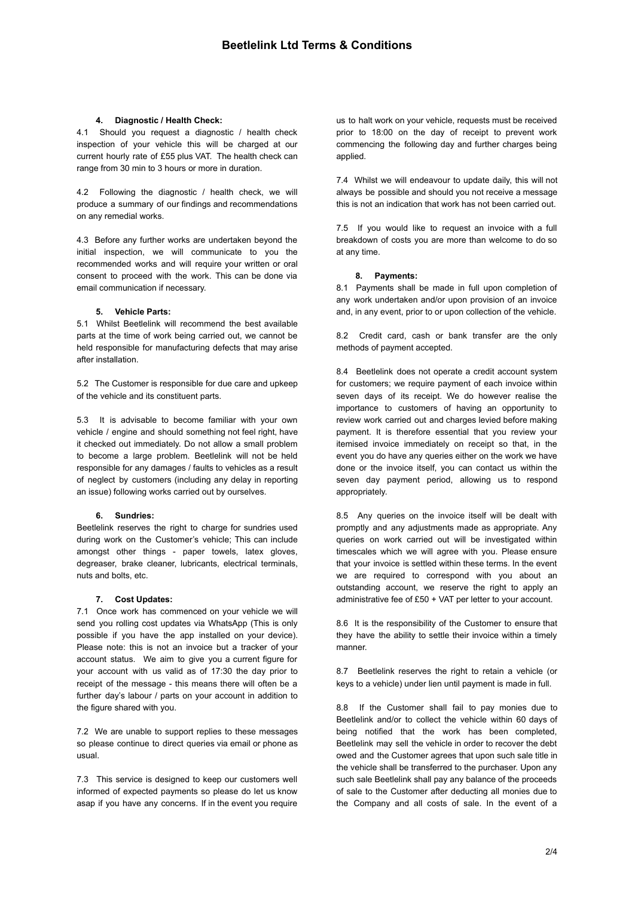## 4. Diagnostic / Health Check:

4.1 Should you request a diagnostic / health check inspection of your vehicle this will be charged at our current hourly rate of £55 plus VAT. The health check can range from 30 min to 3 hours or more in duration.

4.2 Following the diagnostic / health check, we will produce a summary of our findings and recommendations on any remedial works.

4.3 Before any further works are undertaken beyond the initial inspection, we will communicate to you the recommended works and will require your written or oral consent to proceed with the work. This can be done via email communication if necessary.

## 5. Vehicle Parts:

5.1 Whilst Beetlelink will recommend the best available parts at the time of work being carried out, we cannot be held responsible for manufacturing defects that may arise after installation.

5.2 The Customer is responsible for due care and upkeep of the vehicle and its constituent parts.

5.3 It is advisable to become familiar with your own vehicle / engine and should something not feel right, have it checked out immediately. Do not allow a small problem to become a large problem. Beetlelink will not be held responsible for any damages / faults to vehicles as a result of neglect by customers (including any delay in reporting an issue) following works carried out by ourselves.

## 6. Sundries:

Beetlelink reserves the right to charge for sundries used during work on the Customer's vehicle; This can include amongst other things - paper towels, latex gloves, degreaser, brake cleaner, lubricants, electrical terminals, nuts and bolts, etc.

## 7. Cost Updates:

7.1 Once work has commenced on your vehicle we will send you rolling cost updates via WhatsApp (This is only possible if you have the app installed on your device). Please note: this is not an invoice but a tracker of your account status. We aim to give you a current figure for your account with us valid as of 17:30 the day prior to receipt of the message - this means there will often be a further day's labour / parts on your account in addition to the figure shared with you.

7.2 We are unable to support replies to these messages so please continue to direct queries via email or phone as usual.

7.3 This service is designed to keep our customers well informed of expected payments so please do let us know asap if you have any concerns. If in the event you require us to halt work on your vehicle, requests must be received prior to 18:00 on the day of receipt to prevent work commencing the following day and further charges being applied.

7.4 Whilst we will endeavour to update daily, this will not always be possible and should you not receive a message this is not an indication that work has not been carried out.

7.5 If you would like to request an invoice with a full breakdown of costs you are more than welcome to do so at any time.

## 8. Payments:

8.1 Payments shall be made in full upon completion of any work undertaken and/or upon provision of an invoice and, in any event, prior to or upon collection of the vehicle.

8.2 Credit card, cash or bank transfer are the only methods of payment accepted.

8.4 Beetlelink does not operate a credit account system for customers; we require payment of each invoice within seven days of its receipt. We do however realise the importance to customers of having an opportunity to review work carried out and charges levied before making payment. It is therefore essential that you review your itemised invoice immediately on receipt so that, in the event you do have any queries either on the work we have done or the invoice itself, you can contact us within the seven day payment period, allowing us to respond appropriately.

8.5 Any queries on the invoice itself will be dealt with promptly and any adjustments made as appropriate. Any queries on work carried out will be investigated within timescales which we will agree with you. Please ensure that your invoice is settled within these terms. In the event we are required to correspond with you about an outstanding account, we reserve the right to apply an administrative fee of £50 + VAT per letter to your account.

8.6 It is the responsibility of the Customer to ensure that they have the ability to settle their invoice within a timely manner.

8.7 Beetlelink reserves the right to retain a vehicle (or keys to a vehicle) under lien until payment is made in full.

8.8 If the Customer shall fail to pay monies due to Beetlelink and/or to collect the vehicle within 60 days of being notified that the work has been completed, Beetlelink may sell the vehicle in order to recover the debt owed and the Customer agrees that upon such sale title in the vehicle shall be transferred to the purchaser. Upon any such sale Beetlelink shall pay any balance of the proceeds of sale to the Customer after deducting all monies due to the Company and all costs of sale. In the event of a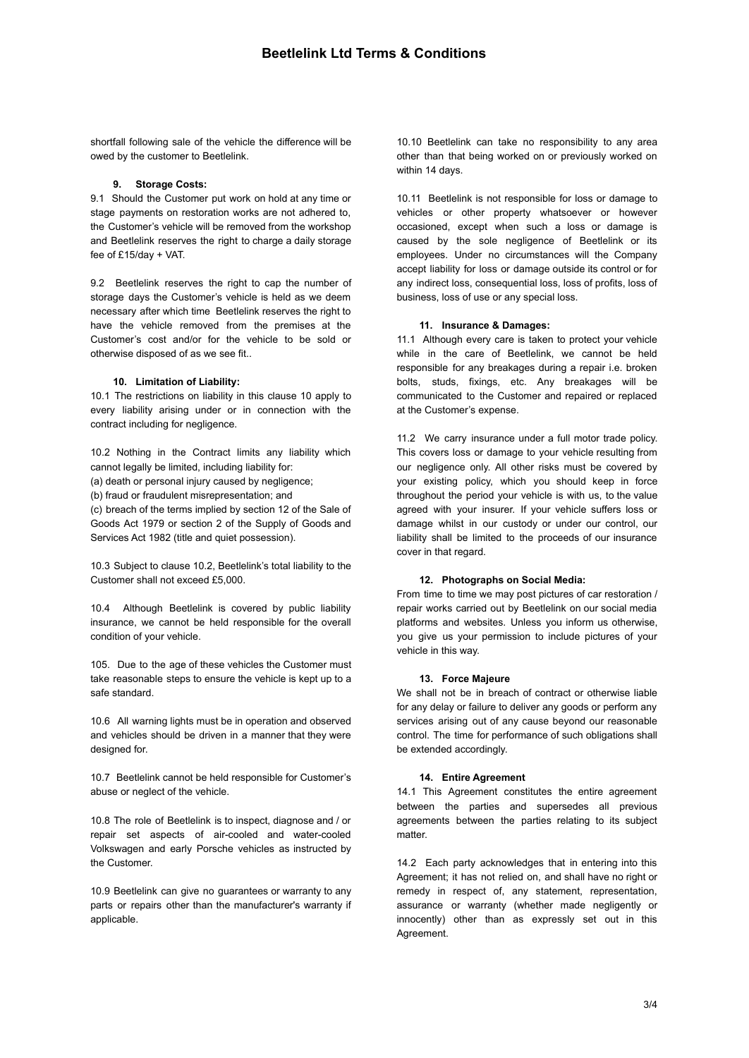shortfall following sale of the vehicle the difference will be owed by the customer to Beetlelink.

### 9. Storage Costs:

9.1 Should the Customer put work on hold at any time or stage payments on restoration works are not adhered to, the Customer's vehicle will be removed from the workshop and Beetlelink reserves the right to charge a daily storage fee of £15/day + VAT.

9.2 Beetlelink reserves the right to cap the number of storage days the Customer's vehicle is held as we deem necessary after which time Beetlelink reserves the right to have the vehicle removed from the premises at the Customer's cost and/or for the vehicle to be sold or otherwise disposed of as we see fit..

### 10. Limitation of Liability:

10.1 The restrictions on liability in this clause 10 apply to every liability arising under or in connection with the contract including for negligence.

10.2 Nothing in the Contract limits any liability which cannot legally be limited, including liability for:
(a) death or personal injury caused by negligence;
(b) fraud or fraudulent misrepresentation; and
(c) breach of the terms implied by section 12 of the Sale of Goods Act 1979 or section 2 of the Supply of Goods and Services Act 1982 (title and quiet possession).

10.3 Subject to clause 10.2, Beetlelink's total liability to the Customer shall not exceed £5,000.

10.4 Although Beetlelink is covered by public liability insurance, we cannot be held responsible for the overall condition of your vehicle.

105. Due to the age of these vehicles the Customer must take reasonable steps to ensure the vehicle is kept up to a safe standard.

10.6 All warning lights must be in operation and observed and vehicles should be driven in a manner that they were designed for.

10.7 Beetlelink cannot be held responsible for Customer's abuse or neglect of the vehicle.

10.8 The role of Beetlelink is to inspect, diagnose and / or repair set aspects of air-cooled and water-cooled Volkswagen and early Porsche vehicles as instructed by the Customer.

10.9 Beetlelink can give no guarantees or warranty to any parts or repairs other than the manufacturer's warranty if applicable.

10.10 Beetlelink can take no responsibility to any area other than that being worked on or previously worked on within 14 days.

10.11 Beetlelink is not responsible for loss or damage to vehicles or other property whatsoever or however occasioned, except when such a loss or damage is caused by the sole negligence of Beetlelink or its employees. Under no circumstances will the Company accept liability for loss or damage outside its control or for any indirect loss, consequential loss, loss of profits, loss of business, loss of use or any special loss.

### 11. Insurance & Damages:

11.1 Although every care is taken to protect your vehicle while in the care of Beetlelink, we cannot be held responsible for any breakages during a repair i.e. broken bolts, studs, fixings, etc. Any breakages will be communicated to the Customer and repaired or replaced at the Customer's expense.

11.2 We carry insurance under a full motor trade policy. This covers loss or damage to your vehicle resulting from our negligence only. All other risks must be covered by your existing policy, which you should keep in force throughout the period your vehicle is with us, to the value agreed with your insurer. If your vehicle suffers loss or damage whilst in our custody or under our control, our liability shall be limited to the proceeds of our insurance cover in that regard.

### 12. Photographs on Social Media:

From time to time we may post pictures of car restoration / repair works carried out by Beetlelink on our social media platforms and websites. Unless you inform us otherwise, you give us your permission to include pictures of your vehicle in this way.

### 13. Force Majeure

We shall not be in breach of contract or otherwise liable for any delay or failure to deliver any goods or perform any services arising out of any cause beyond our reasonable control. The time for performance of such obligations shall be extended accordingly.

### 14. Entire Agreement

14.1 This Agreement constitutes the entire agreement between the parties and supersedes all previous agreements between the parties relating to its subject matter.

14.2 Each party acknowledges that in entering into this Agreement; it has not relied on, and shall have no right or remedy in respect of, any statement, representation, assurance or warranty (whether made negligently or innocently) other than as expressly set out in this Agreement.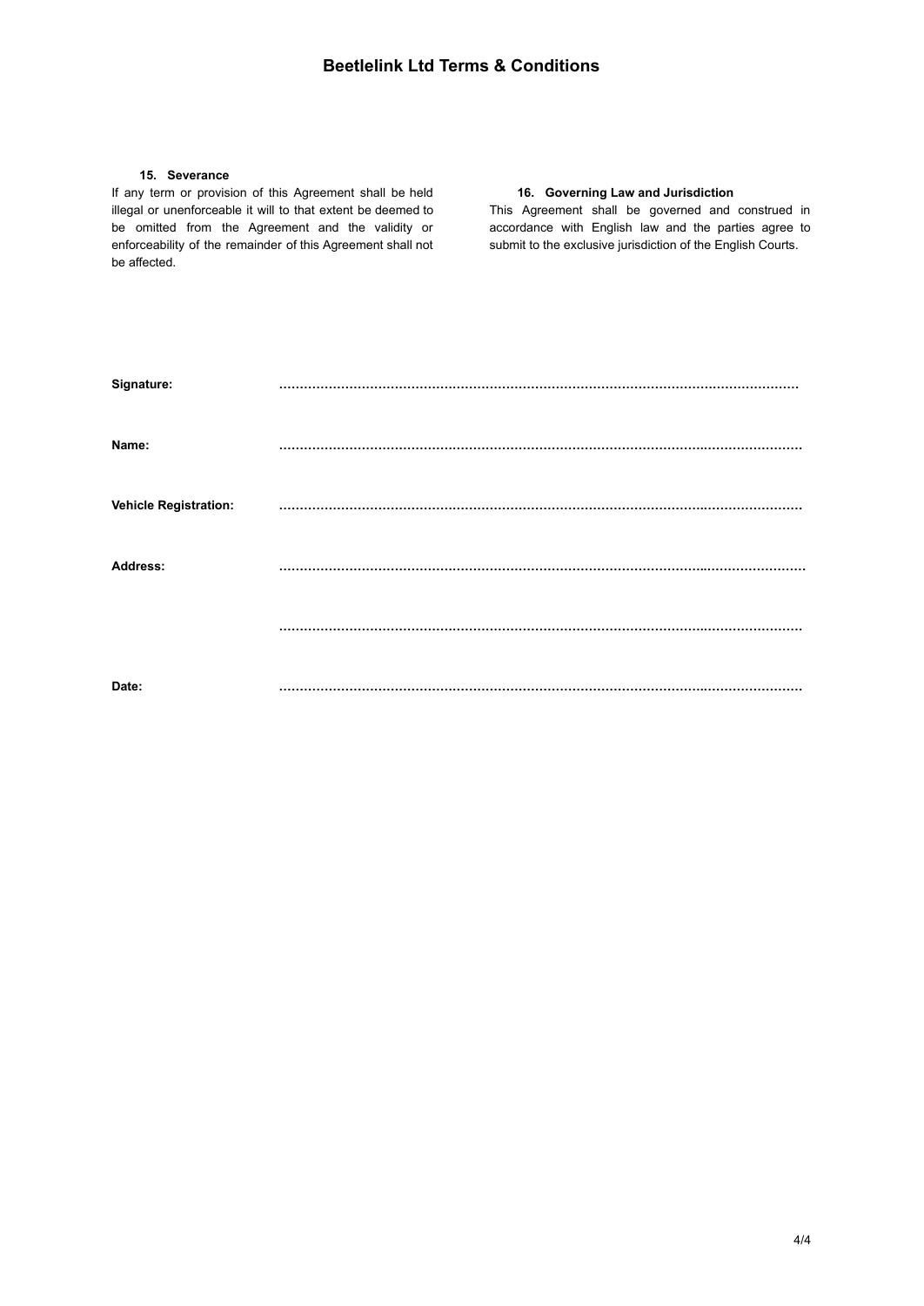# Beetlelink Ltd Terms & Conditions

### 15. Severance

If any term or provision of this Agreement shall be held illegal or unenforceable it will to that extent be deemed to be omitted from the Agreement and the validity or enforceability of the remainder of this Agreement shall not be affected.

### 16. Governing Law and Jurisdiction

This Agreement shall be governed and construed in accordance with English law and the parties agree to submit to the exclusive jurisdiction of the English Courts.

**Signature:** ……………………………………………………………………………………………………

**Name:** ……………………………………………………………………………………………………

**Vehicle Registration:** ……………………………………………………………………………………………………

**Address:** ……………………………………………………………………………………………………

……………………………………………………………………………………………………

**Date:** ……………………………………………………………………………………………………